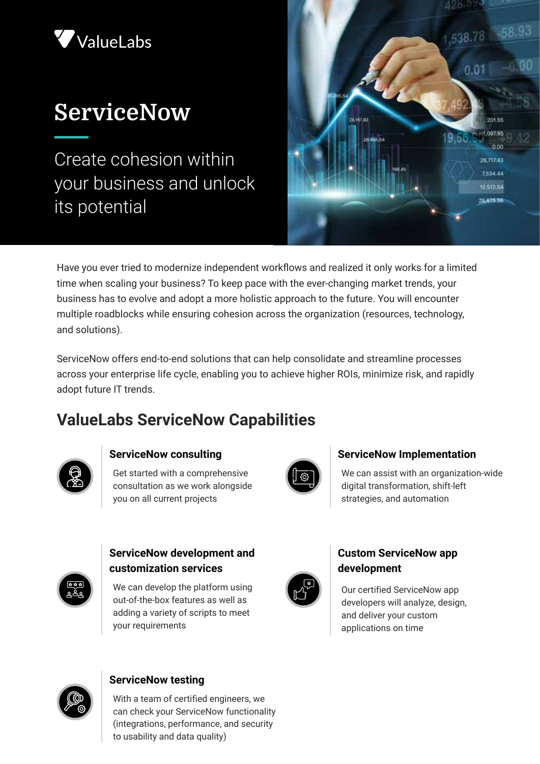ValueLabs

# ServiceNow

Create cohesion within your business and unlock its potential

Have you ever tried to modernize independent workflows and realized it only works for a limited time when scaling your business? To keep pace with the ever-changing market trends, your business has to evolve and adopt a more holistic approach to the future. You will encounter multiple roadblocks while ensuring cohesion across the organization (resources, technology, and solutions).

ServiceNow offers end-to-end solutions that can help consolidate and streamline processes across your enterprise life cycle, enabling you to achieve higher ROIs, minimize risk, and rapidly adopt future IT trends.

## ValueLabs ServiceNow Capabilities

### ServiceNow consulting

Get started with a comprehensive consultation as we work alongside you on all current projects

### ServiceNow Implementation

We can assist with an organization-wide digital transformation, shift-left strategies, and automation

### ServiceNow development and customization services

We can develop the platform using out-of-the-box features as well as adding a variety of scripts to meet your requirements

### Custom ServiceNow app development

Our certified ServiceNow app developers will analyze, design, and deliver your custom applications on time

### ServiceNow testing

With a team of certified engineers, we can check your ServiceNow functionality (integrations, performance, and security to usability and data quality)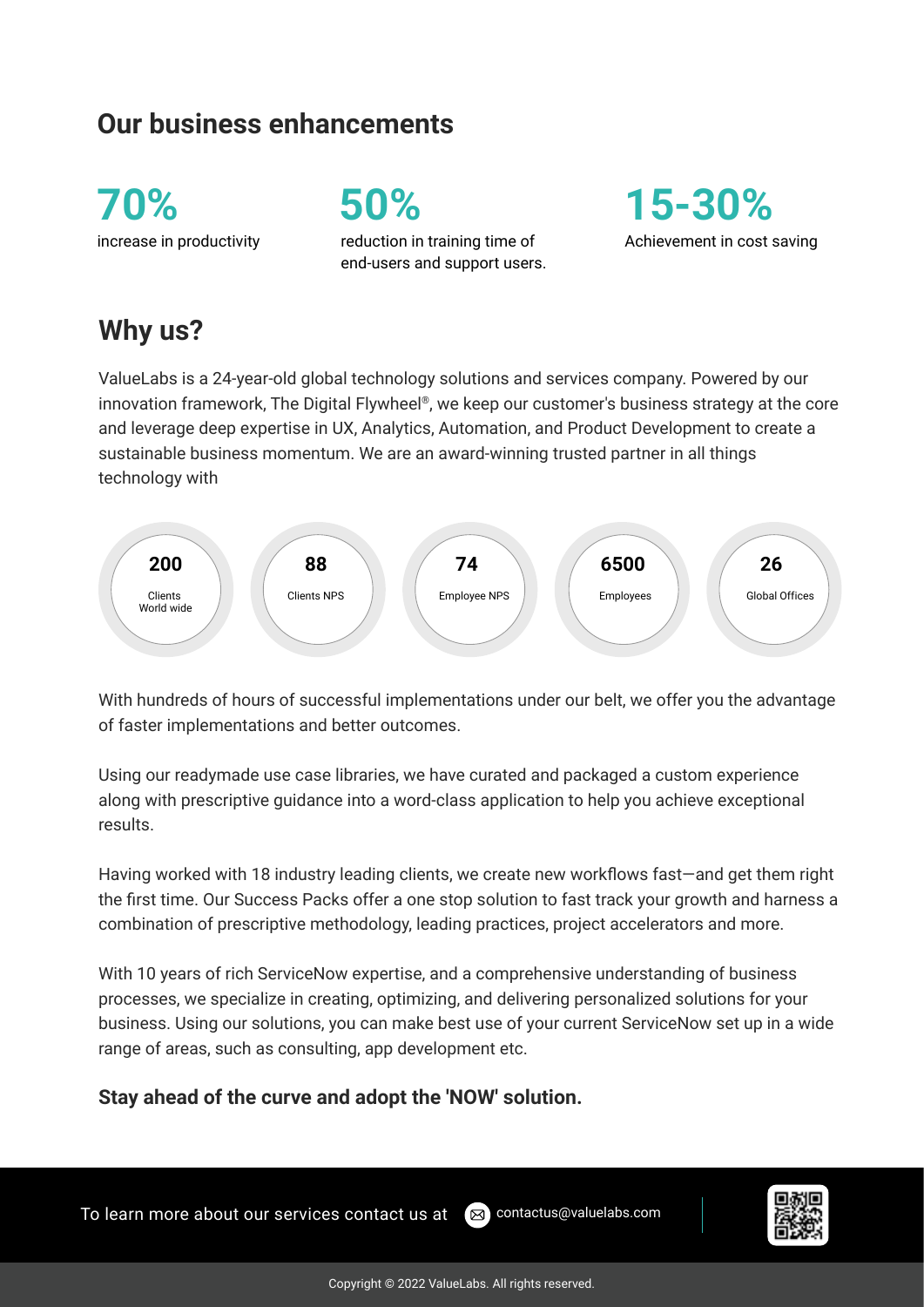## Our business enhancements

**70%**
increase in productivity

**50%**
reduction in training time of end-users and support users.

**15-30%**
Achievement in cost saving

## Why us?

ValueLabs is a 24-year-old global technology solutions and services company. Powered by our innovation framework, The Digital Flywheel®, we keep our customer's business strategy at the core and leverage deep expertise in UX, Analytics, Automation, and Product Development to create a sustainable business momentum. We are an award-winning trusted partner in all things technology with

**200**
Clients World wide

**88**
Clients NPS

**74**
Employee NPS

**6500**
Employees

**26**
Global Offices

With hundreds of hours of successful implementations under our belt, we offer you the advantage of faster implementations and better outcomes.

Using our readymade use case libraries, we have curated and packaged a custom experience along with prescriptive guidance into a word-class application to help you achieve exceptional results.

Having worked with 18 industry leading clients, we create new workflows fast—and get them right the first time. Our Success Packs offer a one stop solution to fast track your growth and harness a combination of prescriptive methodology, leading practices, project accelerators and more.

With 10 years of rich ServiceNow expertise, and a comprehensive understanding of business processes, we specialize in creating, optimizing, and delivering personalized solutions for your business. Using our solutions, you can make best use of your current ServiceNow set up in a wide range of areas, such as consulting, app development etc.

**Stay ahead of the curve and adopt the 'NOW' solution.**

To learn more about our services contact us at contactus@valuelabs.com

Copyright © 2022 ValueLabs. All rights reserved.